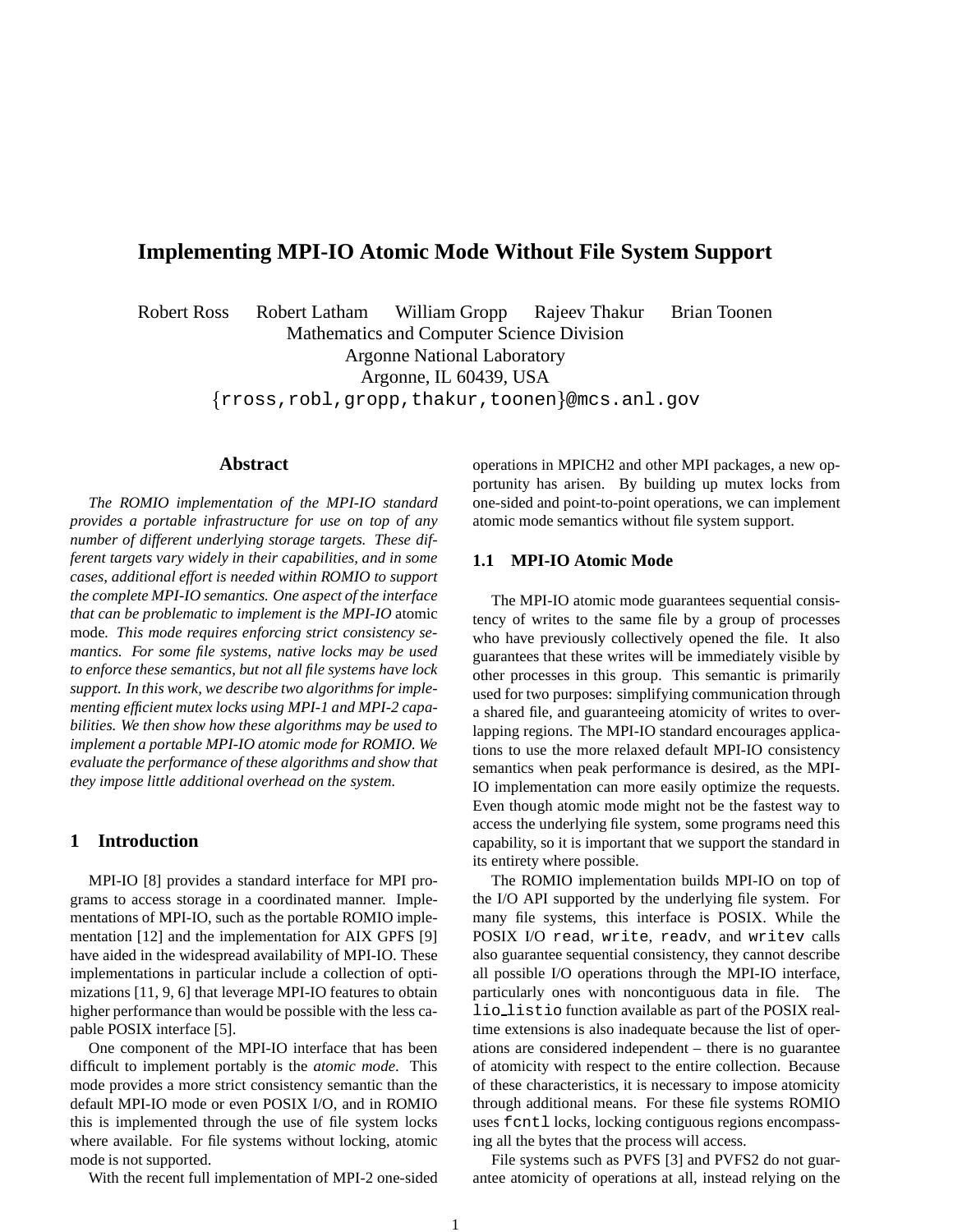# Implementing MPI-IO Atomic Mode Without File System Support

Robert Ross  Robert Latham  William Gropp  Rajeev Thakur  Brian Toonen

Mathematics and Computer Science Division

Argonne National Laboratory

Argonne, IL 60439, USA

{rross,robl,gropp,thakur,toonen}@mcs.anl.gov

## Abstract

*The ROMIO implementation of the MPI-IO standard provides a portable infrastructure for use on top of any number of different underlying storage targets. These different targets vary widely in their capabilities, and in some cases, additional effort is needed within ROMIO to support the complete MPI-IO semantics. One aspect of the interface that can be problematic to implement is the MPI-IO* atomic *mode. This mode requires enforcing strict consistency semantics. For some file systems, native locks may be used to enforce these semantics, but not all file systems have lock support. In this work, we describe two algorithms for implementing efficient mutex locks using MPI-1 and MPI-2 capabilities. We then show how these algorithms may be used to implement a portable MPI-IO atomic mode for ROMIO. We evaluate the performance of these algorithms and show that they impose little additional overhead on the system.*

## 1 Introduction

MPI-IO [8] provides a standard interface for MPI programs to access storage in a coordinated manner. Implementations of MPI-IO, such as the portable ROMIO implementation [12] and the implementation for AIX GPFS [9] have aided in the widespread availability of MPI-IO. These implementations in particular include a collection of optimizations [11, 9, 6] that leverage MPI-IO features to obtain higher performance than would be possible with the less capable POSIX interface [5].

One component of the MPI-IO interface that has been difficult to implement portably is the *atomic mode*. This mode provides a more strict consistency semantic than the default MPI-IO mode or even POSIX I/O, and in ROMIO this is implemented through the use of file system locks where available. For file systems without locking, atomic mode is not supported.

With the recent full implementation of MPI-2 one-sided operations in MPICH2 and other MPI packages, a new opportunity has arisen. By building up mutex locks from one-sided and point-to-point operations, we can implement atomic mode semantics without file system support.

### 1.1 MPI-IO Atomic Mode

The MPI-IO atomic mode guarantees sequential consistency of writes to the same file by a group of processes who have previously collectively opened the file. It also guarantees that these writes will be immediately visible by other processes in this group. This semantic is primarily used for two purposes: simplifying communication through a shared file, and guaranteeing atomicity of writes to overlapping regions. The MPI-IO standard encourages applications to use the more relaxed default MPI-IO consistency semantics when peak performance is desired, as the MPI-IO implementation can more easily optimize the requests. Even though atomic mode might not be the fastest way to access the underlying file system, some programs need this capability, so it is important that we support the standard in its entirety where possible.

The ROMIO implementation builds MPI-IO on top of the I/O API supported by the underlying file system. For many file systems, this interface is POSIX. While the POSIX I/O `read`, `write`, `readv`, and `writev` calls also guarantee sequential consistency, they cannot describe all possible I/O operations through the MPI-IO interface, particularly ones with noncontiguous data in file. The `lio_listio` function available as part of the POSIX real-time extensions is also inadequate because the list of operations are considered independent – there is no guarantee of atomicity with respect to the entire collection. Because of these characteristics, it is necessary to impose atomicity through additional means. For these file systems ROMIO uses `fcntl` locks, locking contiguous regions encompassing all the bytes that the process will access.

File systems such as PVFS [3] and PVFS2 do not guarantee atomicity of operations at all, instead relying on the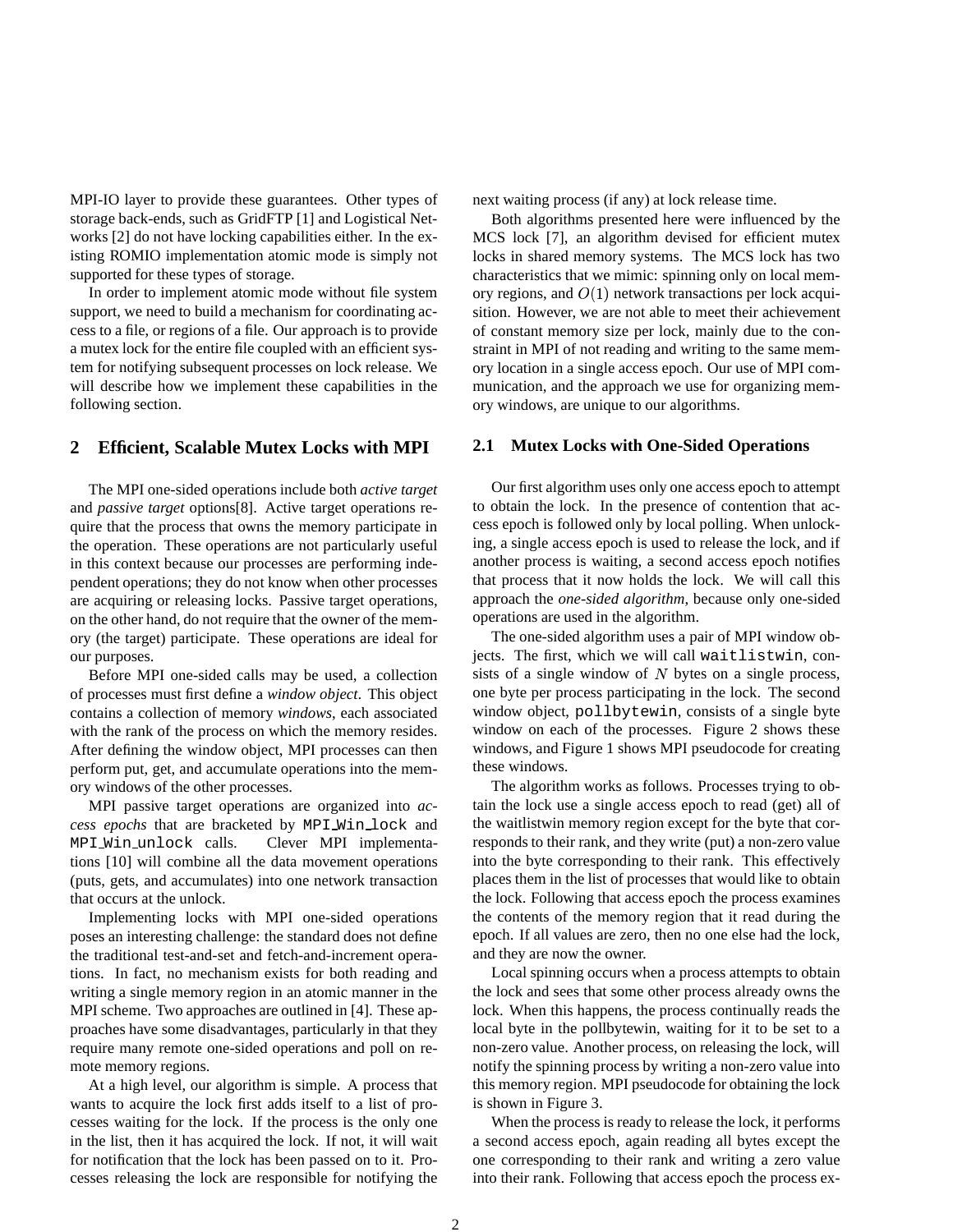MPI-IO layer to provide these guarantees. Other types of storage back-ends, such as GridFTP [1] and Logistical Networks [2] do not have locking capabilities either. In the existing ROMIO implementation atomic mode is simply not supported for these types of storage.

In order to implement atomic mode without file system support, we need to build a mechanism for coordinating access to a file, or regions of a file. Our approach is to provide a mutex lock for the entire file coupled with an efficient system for notifying subsequent processes on lock release. We will describe how we implement these capabilities in the following section.

## 2 Efficient, Scalable Mutex Locks with MPI

The MPI one-sided operations include both *active target* and *passive target* options[8]. Active target operations require that the process that owns the memory participate in the operation. These operations are not particularly useful in this context because our processes are performing independent operations; they do not know when other processes are acquiring or releasing locks. Passive target operations, on the other hand, do not require that the owner of the memory (the target) participate. These operations are ideal for our purposes.

Before MPI one-sided calls may be used, a collection of processes must first define a *window object*. This object contains a collection of memory *windows*, each associated with the rank of the process on which the memory resides. After defining the window object, MPI processes can then perform put, get, and accumulate operations into the memory windows of the other processes.

MPI passive target operations are organized into *access epochs* that are bracketed by `MPI_Win_lock` and `MPI_Win_unlock` calls. Clever MPI implementations [10] will combine all the data movement operations (puts, gets, and accumulates) into one network transaction that occurs at the unlock.

Implementing locks with MPI one-sided operations poses an interesting challenge: the standard does not define the traditional test-and-set and fetch-and-increment operations. In fact, no mechanism exists for both reading and writing a single memory region in an atomic manner in the MPI scheme. Two approaches are outlined in [4]. These approaches have some disadvantages, particularly in that they require many remote one-sided operations and poll on remote memory regions.

At a high level, our algorithm is simple. A process that wants to acquire the lock first adds itself to a list of processes waiting for the lock. If the process is the only one in the list, then it has acquired the lock. If not, it will wait for notification that the lock has been passed on to it. Processes releasing the lock are responsible for notifying the next waiting process (if any) at lock release time.

Both algorithms presented here were influenced by the MCS lock [7], an algorithm devised for efficient mutex locks in shared memory systems. The MCS lock has two characteristics that we mimic: spinning only on local memory regions, and $O(1)$ network transactions per lock acquisition. However, we are not able to meet their achievement of constant memory size per lock, mainly due to the constraint in MPI of not reading and writing to the same memory location in a single access epoch. Our use of MPI communication, and the approach we use for organizing memory windows, are unique to our algorithms.

### 2.1 Mutex Locks with One-Sided Operations

Our first algorithm uses only one access epoch to attempt to obtain the lock. In the presence of contention that access epoch is followed only by local polling. When unlocking, a single access epoch is used to release the lock, and if another process is waiting, a second access epoch notifies that process that it now holds the lock. We will call this approach the *one-sided algorithm*, because only one-sided operations are used in the algorithm.

The one-sided algorithm uses a pair of MPI window objects. The first, which we will call `waitlistwin`, consists of a single window of $N$ bytes on a single process, one byte per process participating in the lock. The second window object, `pollbytewin`, consists of a single byte window on each of the processes. Figure 2 shows these windows, and Figure 1 shows MPI pseudocode for creating these windows.

The algorithm works as follows. Processes trying to obtain the lock use a single access epoch to read (get) all of the waitlistwin memory region except for the byte that corresponds to their rank, and they write (put) a non-zero value into the byte corresponding to their rank. This effectively places them in the list of processes that would like to obtain the lock. Following that access epoch the process examines the contents of the memory region that it read during the epoch. If all values are zero, then no one else had the lock, and they are now the owner.

Local spinning occurs when a process attempts to obtain the lock and sees that some other process already owns the lock. When this happens, the process continually reads the local byte in the pollbytewin, waiting for it to be set to a non-zero value. Another process, on releasing the lock, will notify the spinning process by writing a non-zero value into this memory region. MPI pseudocode for obtaining the lock is shown in Figure 3.

When the process is ready to release the lock, it performs a second access epoch, again reading all bytes except the one corresponding to their rank and writing a zero value into their rank. Following that access epoch the process ex-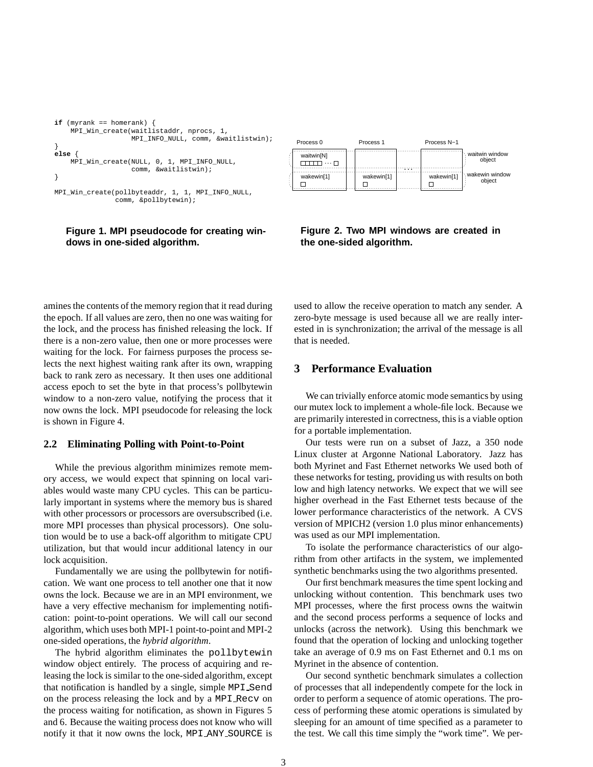```
if (myrank == homerank) {
    MPI_Win_create(waitlistaddr, nprocs, 1,
                   MPI_INFO_NULL, comm, &waitlistwin);
}
else {
    MPI_Win_create(NULL, 0, 1, MPI_INFO_NULL,
                   comm, &waitlistwin);
}

MPI_Win_create(pollbyteaddr, 1, 1, MPI_INFO_NULL,
               comm, &pollbytewin);
```

**Figure 1. MPI pseudocode for creating windows in one-sided algorithm.**

**Figure 2. Two MPI windows are created in the one-sided algorithm.**

amines the contents of the memory region that it read during the epoch. If all values are zero, then no one was waiting for the lock, and the process has finished releasing the lock. If there is a non-zero value, then one or more processes were waiting for the lock. For fairness purposes the process selects the next highest waiting rank after its own, wrapping back to rank zero as necessary. It then uses one additional access epoch to set the byte in that process's pollbytewin window to a non-zero value, notifying the process that it now owns the lock. MPI pseudocode for releasing the lock is shown in Figure 4.

### 2.2 Eliminating Polling with Point-to-Point

While the previous algorithm minimizes remote memory access, we would expect that spinning on local variables would waste many CPU cycles. This can be particularly important in systems where the memory bus is shared with other processors or processors are oversubscribed (i.e. more MPI processes than physical processors). One solution would be to use a back-off algorithm to mitigate CPU utilization, but that would incur additional latency in our lock acquisition.

Fundamentally we are using the pollbytewin for notification. We want one process to tell another one that it now owns the lock. Because we are in an MPI environment, we have a very effective mechanism for implementing notification: point-to-point operations. We will call our second algorithm, which uses both MPI-1 point-to-point and MPI-2 one-sided operations, the *hybrid algorithm*.

The hybrid algorithm eliminates the `pollbytewin` window object entirely. The process of acquiring and releasing the lock is similar to the one-sided algorithm, except that notification is handled by a single, simple `MPI_Send` on the process releasing the lock and by a `MPI_Recv` on the process waiting for notification, as shown in Figures 5 and 6. Because the waiting process does not know who will notify it that it now owns the lock, `MPI_ANY_SOURCE` is used to allow the receive operation to match any sender. A zero-byte message is used because all we are really interested in is synchronization; the arrival of the message is all that is needed.

## 3 Performance Evaluation

We can trivially enforce atomic mode semantics by using our mutex lock to implement a whole-file lock. Because we are primarily interested in correctness, this is a viable option for a portable implementation.

Our tests were run on a subset of Jazz, a 350 node Linux cluster at Argonne National Laboratory. Jazz has both Myrinet and Fast Ethernet networks We used both of these networks for testing, providing us with results on both low and high latency networks. We expect that we will see higher overhead in the Fast Ethernet tests because of the lower performance characteristics of the network. A CVS version of MPICH2 (version 1.0 plus minor enhancements) was used as our MPI implementation.

To isolate the performance characteristics of our algorithm from other artifacts in the system, we implemented synthetic benchmarks using the two algorithms presented.

Our first benchmark measures the time spent locking and unlocking without contention. This benchmark uses two MPI processes, where the first process owns the waitwin and the second process performs a sequence of locks and unlocks (across the network). Using this benchmark we found that the operation of locking and unlocking together take an average of 0.9 ms on Fast Ethernet and 0.1 ms on Myrinet in the absence of contention.

Our second synthetic benchmark simulates a collection of processes that all independently compete for the lock in order to perform a sequence of atomic operations. The process of performing these atomic operations is simulated by sleeping for an amount of time specified as a parameter to the test. We call this time simply the "work time". We per-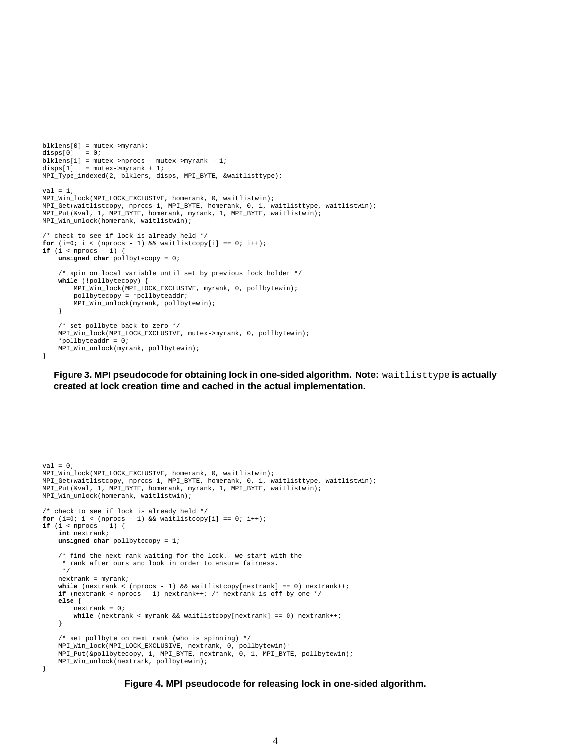```
blklens[0] = mutex->myrank;
disps[0]   = 0;
blklens[1] = mutex->nprocs - mutex->myrank - 1;
disps[1]   = mutex->myrank + 1;
MPI_Type_indexed(2, blklens, disps, MPI_BYTE, &waitlisttype);

val = 1;
MPI_Win_lock(MPI_LOCK_EXCLUSIVE, homerank, 0, waitlistwin);
MPI_Get(waitlistcopy, nprocs-1, MPI_BYTE, homerank, 0, 1, waitlisttype, waitlistwin);
MPI_Put(&val, 1, MPI_BYTE, homerank, myrank, 1, MPI_BYTE, waitlistwin);
MPI_Win_unlock(homerank, waitlistwin);

/* check to see if lock is already held */
for (i=0; i < (nprocs - 1) && waitlistcopy[i] == 0; i++);
if (i < nprocs - 1) {
    unsigned char pollbytecopy = 0;

    /* spin on local variable until set by previous lock holder */
    while (!pollbytecopy) {
        MPI_Win_lock(MPI_LOCK_EXCLUSIVE, myrank, 0, pollbytewin);
        pollbytecopy = *pollbyteaddr;
        MPI_Win_unlock(myrank, pollbytewin);
    }

    /* set pollbyte back to zero */
    MPI_Win_lock(MPI_LOCK_EXCLUSIVE, mutex->myrank, 0, pollbytewin);
    *pollbyteaddr = 0;
    MPI_Win_unlock(myrank, pollbytewin);
}
```

**Figure 3. MPI pseudocode for obtaining lock in one-sided algorithm. Note:** `waitlisttype` **is actually created at lock creation time and cached in the actual implementation.**

```
val = 0;
MPI_Win_lock(MPI_LOCK_EXCLUSIVE, homerank, 0, waitlistwin);
MPI_Get(waitlistcopy, nprocs-1, MPI_BYTE, homerank, 0, 1, waitlisttype, waitlistwin);
MPI_Put(&val, 1, MPI_BYTE, homerank, myrank, 1, MPI_BYTE, waitlistwin);
MPI_Win_unlock(homerank, waitlistwin);

/* check to see if lock is already held */
for (i=0; i < (nprocs - 1) && waitlistcopy[i] == 0; i++);
if (i < nprocs - 1) {
    int nextrank;
    unsigned char pollbytecopy = 1;

    /* find the next rank waiting for the lock.  we start with the
     * rank after ours and look in order to ensure fairness.
     */
    nextrank = myrank;
    while (nextrank < (nprocs - 1) && waitlistcopy[nextrank] == 0) nextrank++;
    if (nextrank < nprocs - 1) nextrank++; /* nextrank is off by one */
    else {
        nextrank = 0;
        while (nextrank < myrank && waitlistcopy[nextrank] == 0) nextrank++;
    }

    /* set pollbyte on next rank (who is spinning) */
    MPI_Win_lock(MPI_LOCK_EXCLUSIVE, nextrank, 0, pollbytewin);
    MPI_Put(&pollbytecopy, 1, MPI_BYTE, nextrank, 0, 1, MPI_BYTE, pollbytewin);
    MPI_Win_unlock(nextrank, pollbytewin);
}
```

**Figure 4. MPI pseudocode for releasing lock in one-sided algorithm.**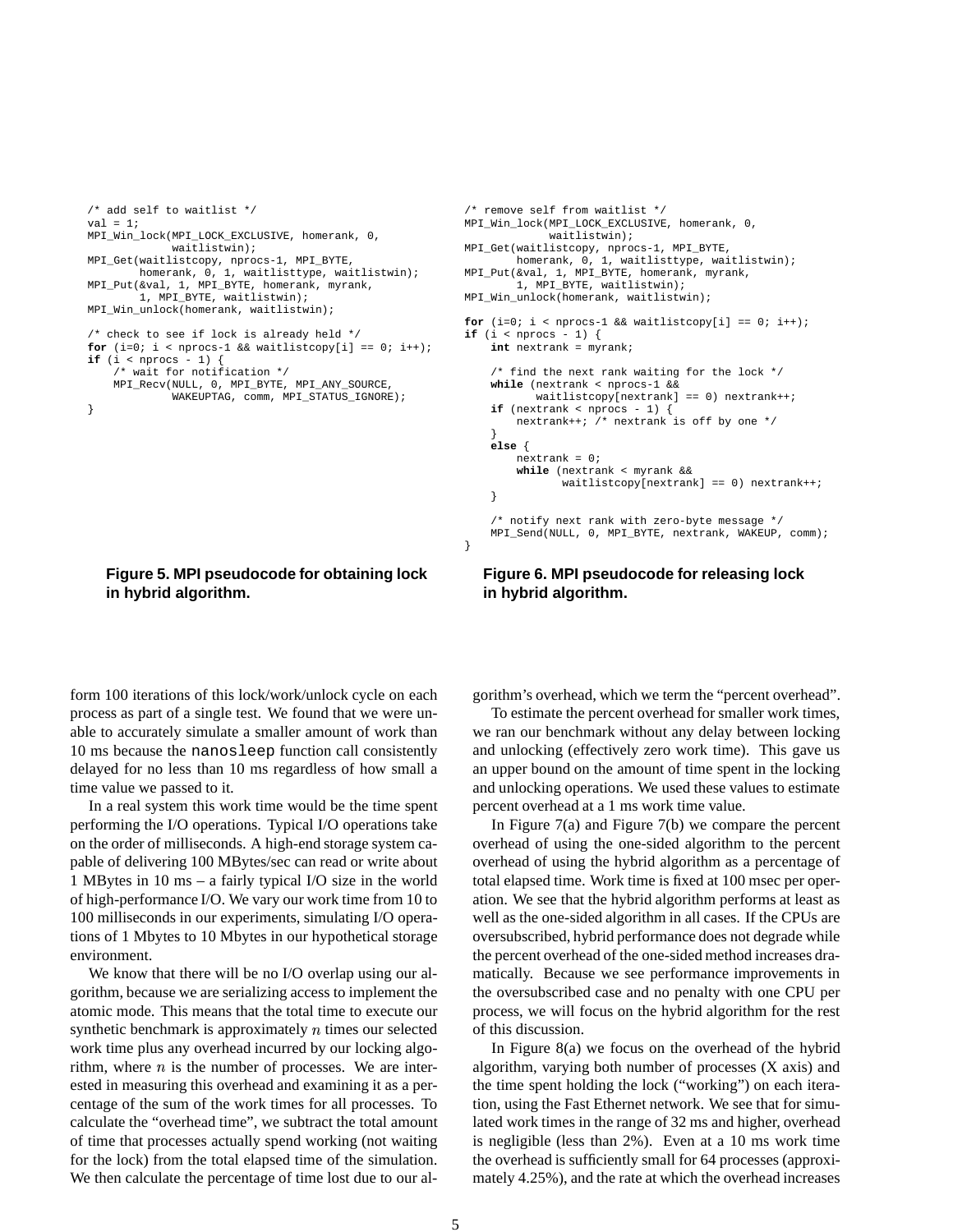```c
/* add self to waitlist */
val = 1;
MPI_Win_lock(MPI_LOCK_EXCLUSIVE, homerank, 0,
             waitlistwin);
MPI_Get(waitlistcopy, nprocs-1, MPI_BYTE,
        homerank, 0, 1, waitlisttype, waitlistwin);
MPI_Put(&val, 1, MPI_BYTE, homerank, myrank,
        1, MPI_BYTE, waitlistwin);
MPI_Win_unlock(homerank, waitlistwin);

/* check to see if lock is already held */
for (i=0; i < nprocs-1 && waitlistcopy[i] == 0; i++);
if (i < nprocs - 1) {
    /* wait for notification */
    MPI_Recv(NULL, 0, MPI_BYTE, MPI_ANY_SOURCE,
             WAKEUPTAG, comm, MPI_STATUS_IGNORE);
}
```

**Figure 5. MPI pseudocode for obtaining lock in hybrid algorithm.**

```c
/* remove self from waitlist */
MPI_Win_lock(MPI_LOCK_EXCLUSIVE, homerank, 0,
             waitlistwin);
MPI_Get(waitlistcopy, nprocs-1, MPI_BYTE,
        homerank, 0, 1, waitlisttype, waitlistwin);
MPI_Put(&val, 1, MPI_BYTE, homerank, myrank,
        1, MPI_BYTE, waitlistwin);
MPI_Win_unlock(homerank, waitlistwin);

for (i=0; i < nprocs-1 && waitlistcopy[i] == 0; i++);
if (i < nprocs - 1) {
    int nextrank = myrank;

    /* find the next rank waiting for the lock */
    while (nextrank < nprocs-1 &&
           waitlistcopy[nextrank] == 0) nextrank++;
    if (nextrank < nprocs - 1) {
        nextrank++; /* nextrank is off by one */
    }
    else {
        nextrank = 0;
        while (nextrank < myrank &&
               waitlistcopy[nextrank] == 0) nextrank++;
    }

    /* notify next rank with zero-byte message */
    MPI_Send(NULL, 0, MPI_BYTE, nextrank, WAKEUP, comm);
}
```

**Figure 6. MPI pseudocode for releasing lock in hybrid algorithm.**

form 100 iterations of this lock/work/unlock cycle on each process as part of a single test. We found that we were unable to accurately simulate a smaller amount of work than 10 ms because the `nanosleep` function call consistently delayed for no less than 10 ms regardless of how small a time value we passed to it.

In a real system this work time would be the time spent performing the I/O operations. Typical I/O operations take on the order of milliseconds. A high-end storage system capable of delivering 100 MBytes/sec can read or write about 1 MBytes in 10 ms – a fairly typical I/O size in the world of high-performance I/O. We vary our work time from 10 to 100 milliseconds in our experiments, simulating I/O operations of 1 Mbytes to 10 Mbytes in our hypothetical storage environment.

We know that there will be no I/O overlap using our algorithm, because we are serializing access to implement the atomic mode. This means that the total time to execute our synthetic benchmark is approximately $n$ times our selected work time plus any overhead incurred by our locking algorithm, where $n$ is the number of processes. We are interested in measuring this overhead and examining it as a percentage of the sum of the work times for all processes. To calculate the "overhead time", we subtract the total amount of time that processes actually spend working (not waiting for the lock) from the total elapsed time of the simulation. We then calculate the percentage of time lost due to our algorithm's overhead, which we term the "percent overhead".

To estimate the percent overhead for smaller work times, we ran our benchmark without any delay between locking and unlocking (effectively zero work time). This gave us an upper bound on the amount of time spent in the locking and unlocking operations. We used these values to estimate percent overhead at a 1 ms work time value.

In Figure 7(a) and Figure 7(b) we compare the percent overhead of using the one-sided algorithm to the percent overhead of using the hybrid algorithm as a percentage of total elapsed time. Work time is fixed at 100 msec per operation. We see that the hybrid algorithm performs at least as well as the one-sided algorithm in all cases. If the CPUs are oversubscribed, hybrid performance does not degrade while the percent overhead of the one-sided method increases dramatically. Because we see performance improvements in the oversubscribed case and no penalty with one CPU per process, we will focus on the hybrid algorithm for the rest of this discussion.

In Figure 8(a) we focus on the overhead of the hybrid algorithm, varying both number of processes (X axis) and the time spent holding the lock ("working") on each iteration, using the Fast Ethernet network. We see that for simulated work times in the range of 32 ms and higher, overhead is negligible (less than 2%). Even at a 10 ms work time the overhead is sufficiently small for 64 processes (approximately 4.25%), and the rate at which the overhead increases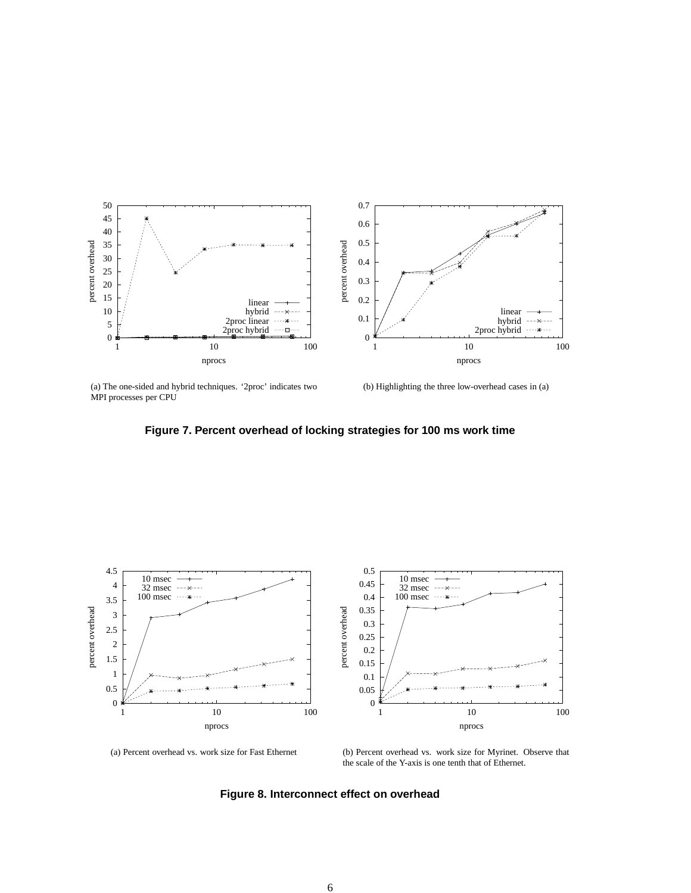(a) The one-sided and hybrid techniques. '2proc' indicates two MPI processes per CPU

(b) Highlighting the three low-overhead cases in (a)

**Figure 7. Percent overhead of locking strategies for 100 ms work time**

(a) Percent overhead vs. work size for Fast Ethernet

(b) Percent overhead vs. work size for Myrinet. Observe that the scale of the Y-axis is one tenth that of Ethernet.

**Figure 8. Interconnect effect on overhead**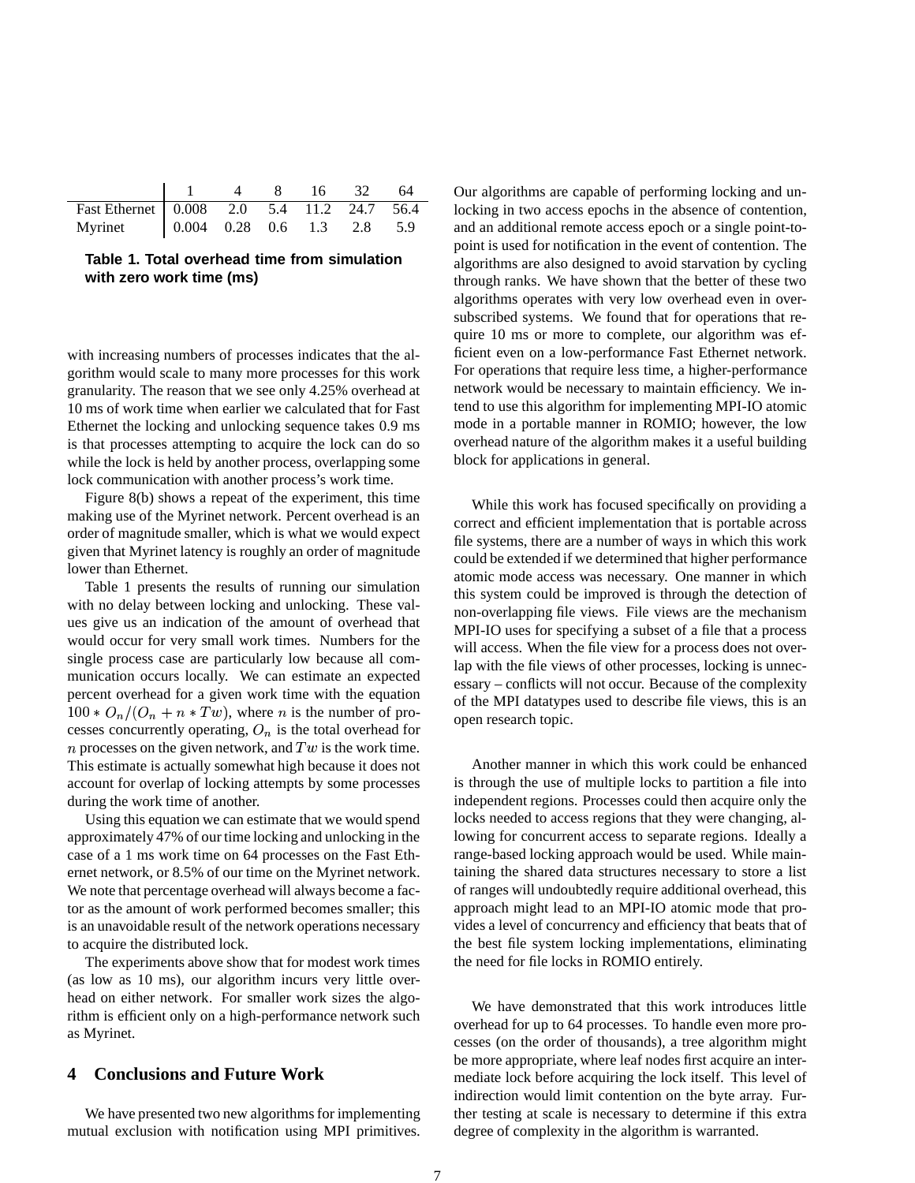| | 1 | 4 | 8 | 16 | 32 | 64 |
|---|---|---|---|---|---|---|
| Fast Ethernet | 0.008 | 2.0 | 5.4 | 11.2 | 24.7 | 56.4 |
| Myrinet | 0.004 | 0.28 | 0.6 | 1.3 | 2.8 | 5.9 |

**Table 1. Total overhead time from simulation with zero work time (ms)**

with increasing numbers of processes indicates that the algorithm would scale to many more processes for this work granularity. The reason that we see only 4.25% overhead at 10 ms of work time when earlier we calculated that for Fast Ethernet the locking and unlocking sequence takes 0.9 ms is that processes attempting to acquire the lock can do so while the lock is held by another process, overlapping some lock communication with another process's work time.

Figure 8(b) shows a repeat of the experiment, this time making use of the Myrinet network. Percent overhead is an order of magnitude smaller, which is what we would expect given that Myrinet latency is roughly an order of magnitude lower than Ethernet.

Table 1 presents the results of running our simulation with no delay between locking and unlocking. These values give us an indication of the amount of overhead that would occur for very small work times. Numbers for the single process case are particularly low because all communication occurs locally. We can estimate an expected percent overhead for a given work time with the equation $100 * O_n/(O_n + n * Tw)$, where $n$ is the number of processes concurrently operating, $O_n$ is the total overhead for $n$ processes on the given network, and $Tw$ is the work time. This estimate is actually somewhat high because it does not account for overlap of locking attempts by some processes during the work time of another.

Using this equation we can estimate that we would spend approximately 47% of our time locking and unlocking in the case of a 1 ms work time on 64 processes on the Fast Ethernet network, or 8.5% of our time on the Myrinet network. We note that percentage overhead will always become a factor as the amount of work performed becomes smaller; this is an unavoidable result of the network operations necessary to acquire the distributed lock.

The experiments above show that for modest work times (as low as 10 ms), our algorithm incurs very little overhead on either network. For smaller work sizes the algorithm is efficient only on a high-performance network such as Myrinet.

## 4 Conclusions and Future Work

We have presented two new algorithms for implementing mutual exclusion with notification using MPI primitives. Our algorithms are capable of performing locking and unlocking in two access epochs in the absence of contention, and an additional remote access epoch or a single point-to-point is used for notification in the event of contention. The algorithms are also designed to avoid starvation by cycling through ranks. We have shown that the better of these two algorithms operates with very low overhead even in oversubscribed systems. We found that for operations that require 10 ms or more to complete, our algorithm was efficient even on a low-performance Fast Ethernet network. For operations that require less time, a higher-performance network would be necessary to maintain efficiency. We intend to use this algorithm for implementing MPI-IO atomic mode in a portable manner in ROMIO; however, the low overhead nature of the algorithm makes it a useful building block for applications in general.

While this work has focused specifically on providing a correct and efficient implementation that is portable across file systems, there are a number of ways in which this work could be extended if we determined that higher performance atomic mode access was necessary. One manner in which this system could be improved is through the detection of non-overlapping file views. File views are the mechanism MPI-IO uses for specifying a subset of a file that a process will access. When the file view for a process does not overlap with the file views of other processes, locking is unnecessary – conflicts will not occur. Because of the complexity of the MPI datatypes used to describe file views, this is an open research topic.

Another manner in which this work could be enhanced is through the use of multiple locks to partition a file into independent regions. Processes could then acquire only the locks needed to access regions that they were changing, allowing for concurrent access to separate regions. Ideally a range-based locking approach would be used. While maintaining the shared data structures necessary to store a list of ranges will undoubtedly require additional overhead, this approach might lead to an MPI-IO atomic mode that provides a level of concurrency and efficiency that beats that of the best file system locking implementations, eliminating the need for file locks in ROMIO entirely.

We have demonstrated that this work introduces little overhead for up to 64 processes. To handle even more processes (on the order of thousands), a tree algorithm might be more appropriate, where leaf nodes first acquire an intermediate lock before acquiring the lock itself. This level of indirection would limit contention on the byte array. Further testing at scale is necessary to determine if this extra degree of complexity in the algorithm is warranted.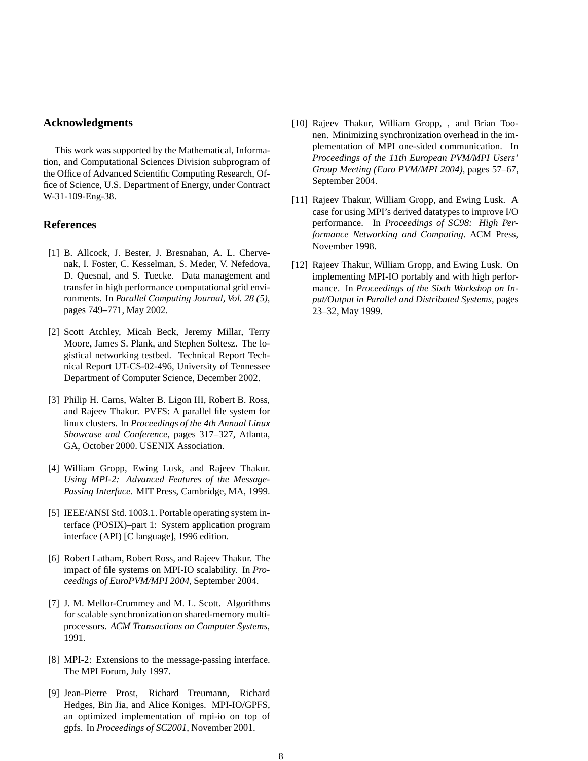## Acknowledgments

This work was supported by the Mathematical, Information, and Computational Sciences Division subprogram of the Office of Advanced Scientific Computing Research, Office of Science, U.S. Department of Energy, under Contract W-31-109-Eng-38.

## References

[1] B. Allcock, J. Bester, J. Bresnahan, A. L. Chervenak, I. Foster, C. Kesselman, S. Meder, V. Nefedova, D. Quesnal, and S. Tuecke. Data management and transfer in high performance computational grid environments. In *Parallel Computing Journal, Vol. 28 (5)*, pages 749–771, May 2002.

[2] Scott Atchley, Micah Beck, Jeremy Millar, Terry Moore, James S. Plank, and Stephen Soltesz. The logistical networking testbed. Technical Report Technical Report UT-CS-02-496, University of Tennessee Department of Computer Science, December 2002.

[3] Philip H. Carns, Walter B. Ligon III, Robert B. Ross, and Rajeev Thakur. PVFS: A parallel file system for linux clusters. In *Proceedings of the 4th Annual Linux Showcase and Conference*, pages 317–327, Atlanta, GA, October 2000. USENIX Association.

[4] William Gropp, Ewing Lusk, and Rajeev Thakur. *Using MPI-2: Advanced Features of the Message-Passing Interface*. MIT Press, Cambridge, MA, 1999.

[5] IEEE/ANSI Std. 1003.1. Portable operating system interface (POSIX)–part 1: System application program interface (API) [C language], 1996 edition.

[6] Robert Latham, Robert Ross, and Rajeev Thakur. The impact of file systems on MPI-IO scalability. In *Proceedings of EuroPVM/MPI 2004*, September 2004.

[7] J. M. Mellor-Crummey and M. L. Scott. Algorithms for scalable synchronization on shared-memory multiprocessors. *ACM Transactions on Computer Systems*, 1991.

[8] MPI-2: Extensions to the message-passing interface. The MPI Forum, July 1997.

[9] Jean-Pierre Prost, Richard Treumann, Richard Hedges, Bin Jia, and Alice Koniges. MPI-IO/GPFS, an optimized implementation of mpi-io on top of gpfs. In *Proceedings of SC2001*, November 2001.

[10] Rajeev Thakur, William Gropp, , and Brian Toonen. Minimizing synchronization overhead in the implementation of MPI one-sided communication. In *Proceedings of the 11th European PVM/MPI Users' Group Meeting (Euro PVM/MPI 2004)*, pages 57–67, September 2004.

[11] Rajeev Thakur, William Gropp, and Ewing Lusk. A case for using MPI's derived datatypes to improve I/O performance. In *Proceedings of SC98: High Performance Networking and Computing*. ACM Press, November 1998.

[12] Rajeev Thakur, William Gropp, and Ewing Lusk. On implementing MPI-IO portably and with high performance. In *Proceedings of the Sixth Workshop on Input/Output in Parallel and Distributed Systems*, pages 23–32, May 1999.